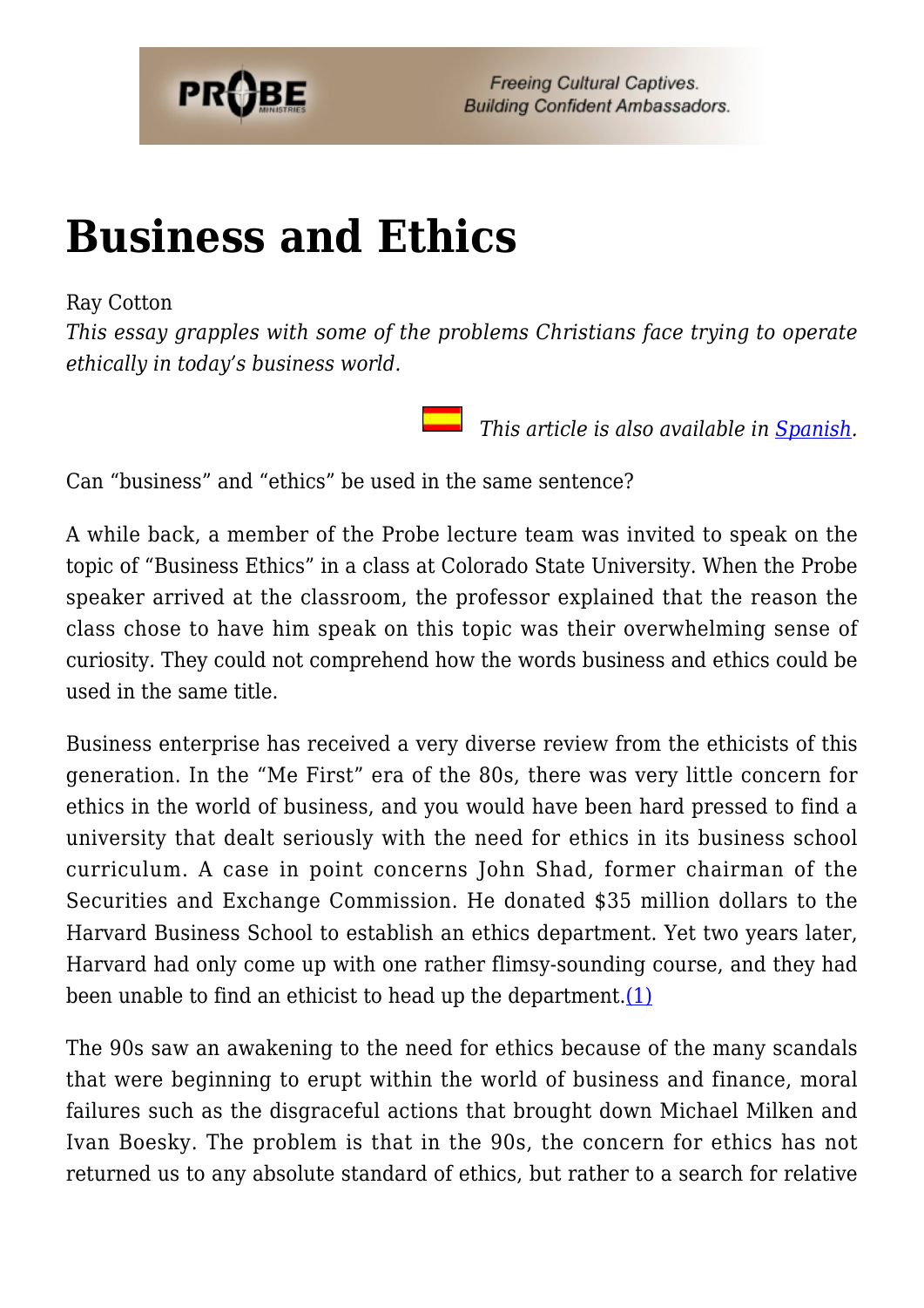# Business and Ethics

Ray Cotton

*This essay grapples with some of the problems Christians face trying to operate ethically in today's business world.*

*This article is also available in [Spanish](#).*

Can "business" and "ethics" be used in the same sentence?

A while back, a member of the Probe lecture team was invited to speak on the topic of "Business Ethics" in a class at Colorado State University. When the Probe speaker arrived at the classroom, the professor explained that the reason the class chose to have him speak on this topic was their overwhelming sense of curiosity. They could not comprehend how the words business and ethics could be used in the same title.

Business enterprise has received a very diverse review from the ethicists of this generation. In the "Me First" era of the 80s, there was very little concern for ethics in the world of business, and you would have been hard pressed to find a university that dealt seriously with the need for ethics in its business school curriculum. A case in point concerns John Shad, former chairman of the Securities and Exchange Commission. He donated $35 million dollars to the Harvard Business School to establish an ethics department. Yet two years later, Harvard had only come up with one rather flimsy-sounding course, and they had been unable to find an ethicist to head up the department.(1)

The 90s saw an awakening to the need for ethics because of the many scandals that were beginning to erupt within the world of business and finance, moral failures such as the disgraceful actions that brought down Michael Milken and Ivan Boesky. The problem is that in the 90s, the concern for ethics has not returned us to any absolute standard of ethics, but rather to a search for relative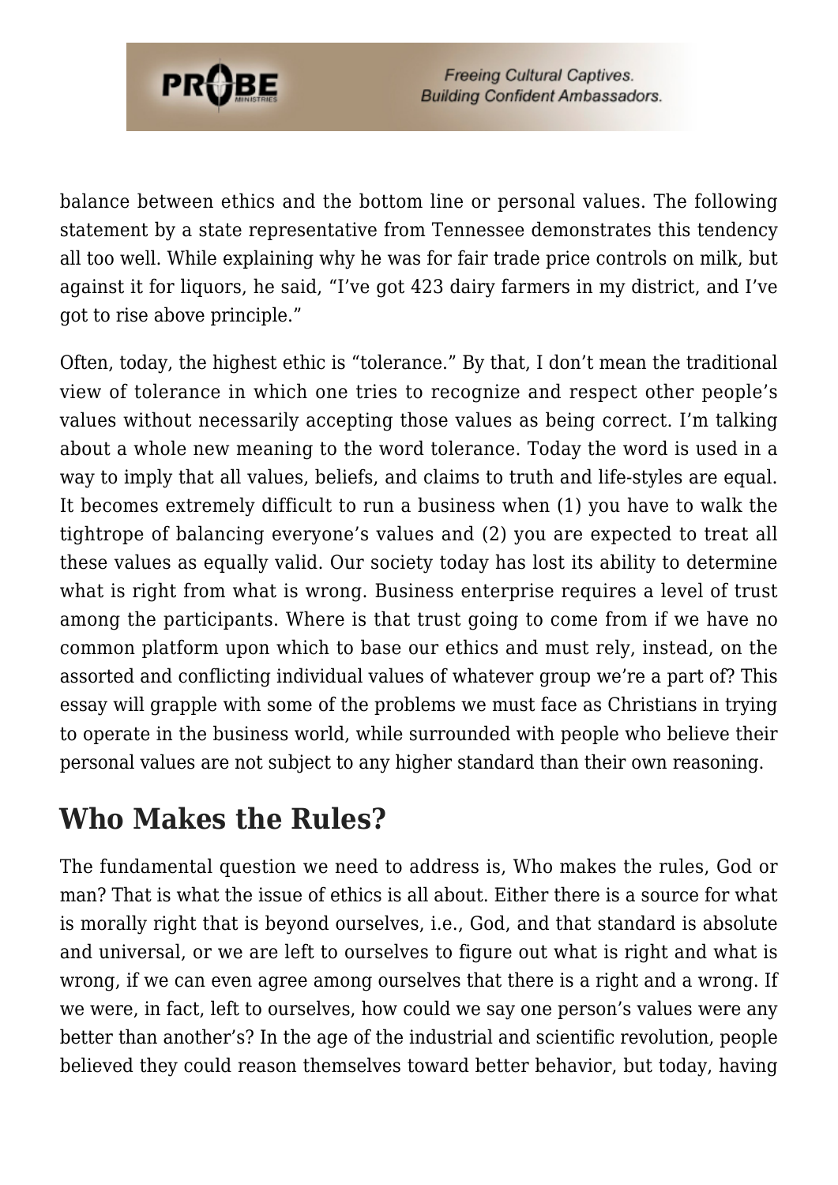balance between ethics and the bottom line or personal values. The following statement by a state representative from Tennessee demonstrates this tendency all too well. While explaining why he was for fair trade price controls on milk, but against it for liquors, he said, "I've got 423 dairy farmers in my district, and I've got to rise above principle."

Often, today, the highest ethic is "tolerance." By that, I don't mean the traditional view of tolerance in which one tries to recognize and respect other people's values without necessarily accepting those values as being correct. I'm talking about a whole new meaning to the word tolerance. Today the word is used in a way to imply that all values, beliefs, and claims to truth and life-styles are equal. It becomes extremely difficult to run a business when (1) you have to walk the tightrope of balancing everyone's values and (2) you are expected to treat all these values as equally valid. Our society today has lost its ability to determine what is right from what is wrong. Business enterprise requires a level of trust among the participants. Where is that trust going to come from if we have no common platform upon which to base our ethics and must rely, instead, on the assorted and conflicting individual values of whatever group we're a part of? This essay will grapple with some of the problems we must face as Christians in trying to operate in the business world, while surrounded with people who believe their personal values are not subject to any higher standard than their own reasoning.

## Who Makes the Rules?

The fundamental question we need to address is, Who makes the rules, God or man? That is what the issue of ethics is all about. Either there is a source for what is morally right that is beyond ourselves, i.e., God, and that standard is absolute and universal, or we are left to ourselves to figure out what is right and what is wrong, if we can even agree among ourselves that there is a right and a wrong. If we were, in fact, left to ourselves, how could we say one person's values were any better than another's? In the age of the industrial and scientific revolution, people believed they could reason themselves toward better behavior, but today, having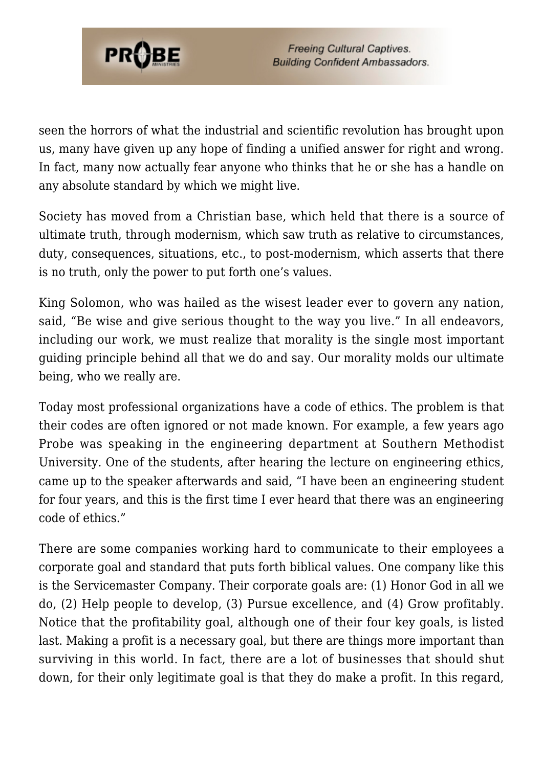seen the horrors of what the industrial and scientific revolution has brought upon us, many have given up any hope of finding a unified answer for right and wrong. In fact, many now actually fear anyone who thinks that he or she has a handle on any absolute standard by which we might live.

Society has moved from a Christian base, which held that there is a source of ultimate truth, through modernism, which saw truth as relative to circumstances, duty, consequences, situations, etc., to post-modernism, which asserts that there is no truth, only the power to put forth one's values.

King Solomon, who was hailed as the wisest leader ever to govern any nation, said, "Be wise and give serious thought to the way you live." In all endeavors, including our work, we must realize that morality is the single most important guiding principle behind all that we do and say. Our morality molds our ultimate being, who we really are.

Today most professional organizations have a code of ethics. The problem is that their codes are often ignored or not made known. For example, a few years ago Probe was speaking in the engineering department at Southern Methodist University. One of the students, after hearing the lecture on engineering ethics, came up to the speaker afterwards and said, "I have been an engineering student for four years, and this is the first time I ever heard that there was an engineering code of ethics."

There are some companies working hard to communicate to their employees a corporate goal and standard that puts forth biblical values. One company like this is the Servicemaster Company. Their corporate goals are: (1) Honor God in all we do, (2) Help people to develop, (3) Pursue excellence, and (4) Grow profitably. Notice that the profitability goal, although one of their four key goals, is listed last. Making a profit is a necessary goal, but there are things more important than surviving in this world. In fact, there are a lot of businesses that should shut down, for their only legitimate goal is that they do make a profit. In this regard,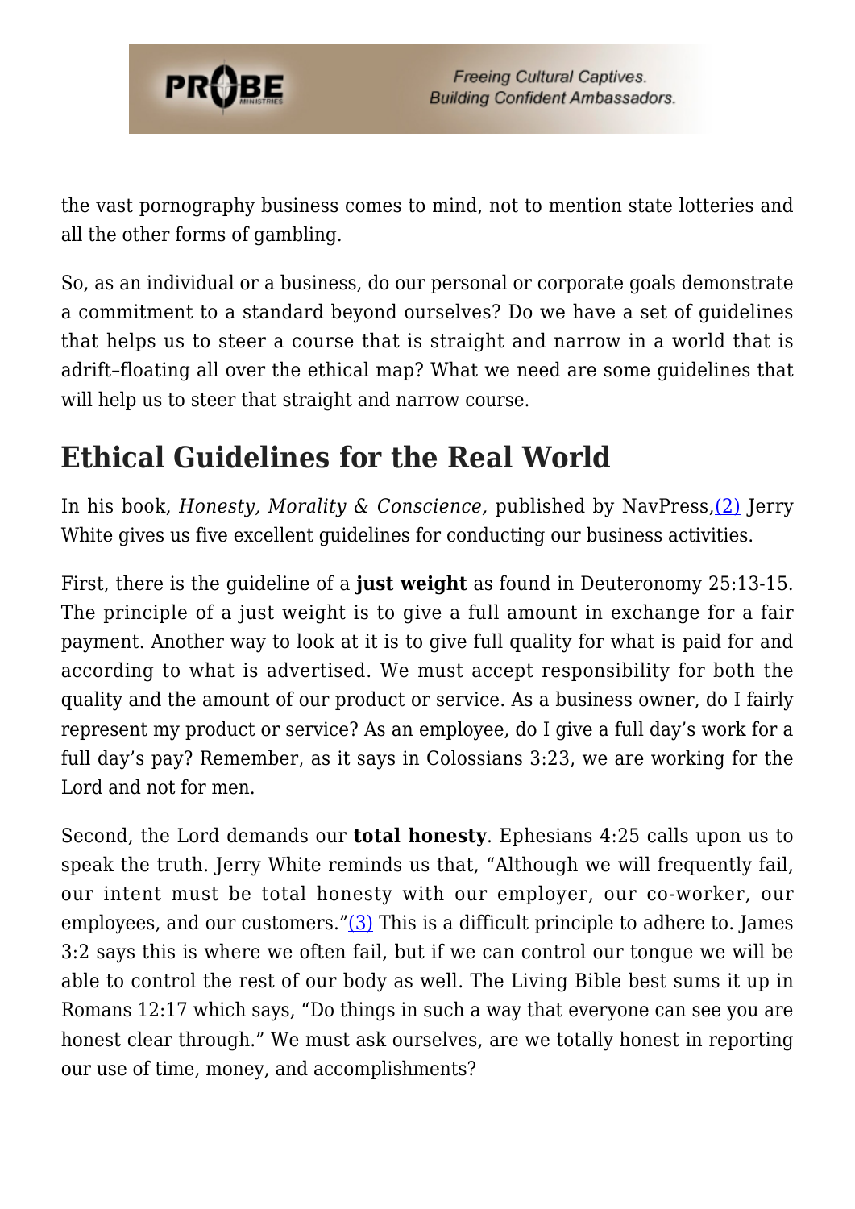the vast pornography business comes to mind, not to mention state lotteries and all the other forms of gambling.

So, as an individual or a business, do our personal or corporate goals demonstrate a commitment to a standard beyond ourselves? Do we have a set of guidelines that helps us to steer a course that is straight and narrow in a world that is adrift–floating all over the ethical map? What we need are some guidelines that will help us to steer that straight and narrow course.

## Ethical Guidelines for the Real World

In his book, *Honesty, Morality & Conscience,* published by NavPress,(2) Jerry White gives us five excellent guidelines for conducting our business activities.

First, there is the guideline of a **just weight** as found in Deuteronomy 25:13-15. The principle of a just weight is to give a full amount in exchange for a fair payment. Another way to look at it is to give full quality for what is paid for and according to what is advertised. We must accept responsibility for both the quality and the amount of our product or service. As a business owner, do I fairly represent my product or service? As an employee, do I give a full day's work for a full day's pay? Remember, as it says in Colossians 3:23, we are working for the Lord and not for men.

Second, the Lord demands our **total honesty**. Ephesians 4:25 calls upon us to speak the truth. Jerry White reminds us that, "Although we will frequently fail, our intent must be total honesty with our employer, our co-worker, our employees, and our customers."(3) This is a difficult principle to adhere to. James 3:2 says this is where we often fail, but if we can control our tongue we will be able to control the rest of our body as well. The Living Bible best sums it up in Romans 12:17 which says, "Do things in such a way that everyone can see you are honest clear through." We must ask ourselves, are we totally honest in reporting our use of time, money, and accomplishments?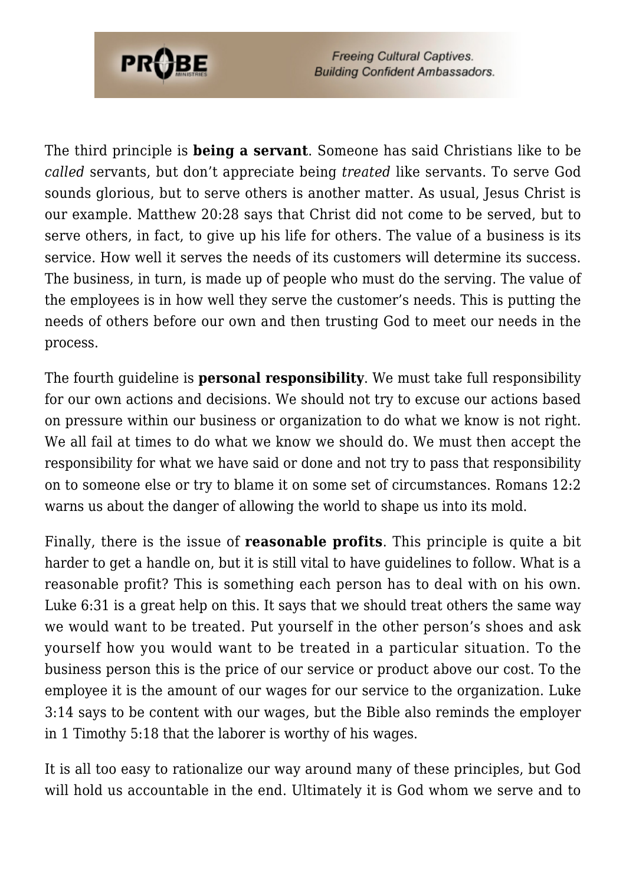The third principle is **being a servant**. Someone has said Christians like to be *called* servants, but don't appreciate being *treated* like servants. To serve God sounds glorious, but to serve others is another matter. As usual, Jesus Christ is our example. Matthew 20:28 says that Christ did not come to be served, but to serve others, in fact, to give up his life for others. The value of a business is its service. How well it serves the needs of its customers will determine its success. The business, in turn, is made up of people who must do the serving. The value of the employees is in how well they serve the customer's needs. This is putting the needs of others before our own and then trusting God to meet our needs in the process.

The fourth guideline is **personal responsibility**. We must take full responsibility for our own actions and decisions. We should not try to excuse our actions based on pressure within our business or organization to do what we know is not right. We all fail at times to do what we know we should do. We must then accept the responsibility for what we have said or done and not try to pass that responsibility on to someone else or try to blame it on some set of circumstances. Romans 12:2 warns us about the danger of allowing the world to shape us into its mold.

Finally, there is the issue of **reasonable profits**. This principle is quite a bit harder to get a handle on, but it is still vital to have guidelines to follow. What is a reasonable profit? This is something each person has to deal with on his own. Luke 6:31 is a great help on this. It says that we should treat others the same way we would want to be treated. Put yourself in the other person's shoes and ask yourself how you would want to be treated in a particular situation. To the business person this is the price of our service or product above our cost. To the employee it is the amount of our wages for our service to the organization. Luke 3:14 says to be content with our wages, but the Bible also reminds the employer in 1 Timothy 5:18 that the laborer is worthy of his wages.

It is all too easy to rationalize our way around many of these principles, but God will hold us accountable in the end. Ultimately it is God whom we serve and to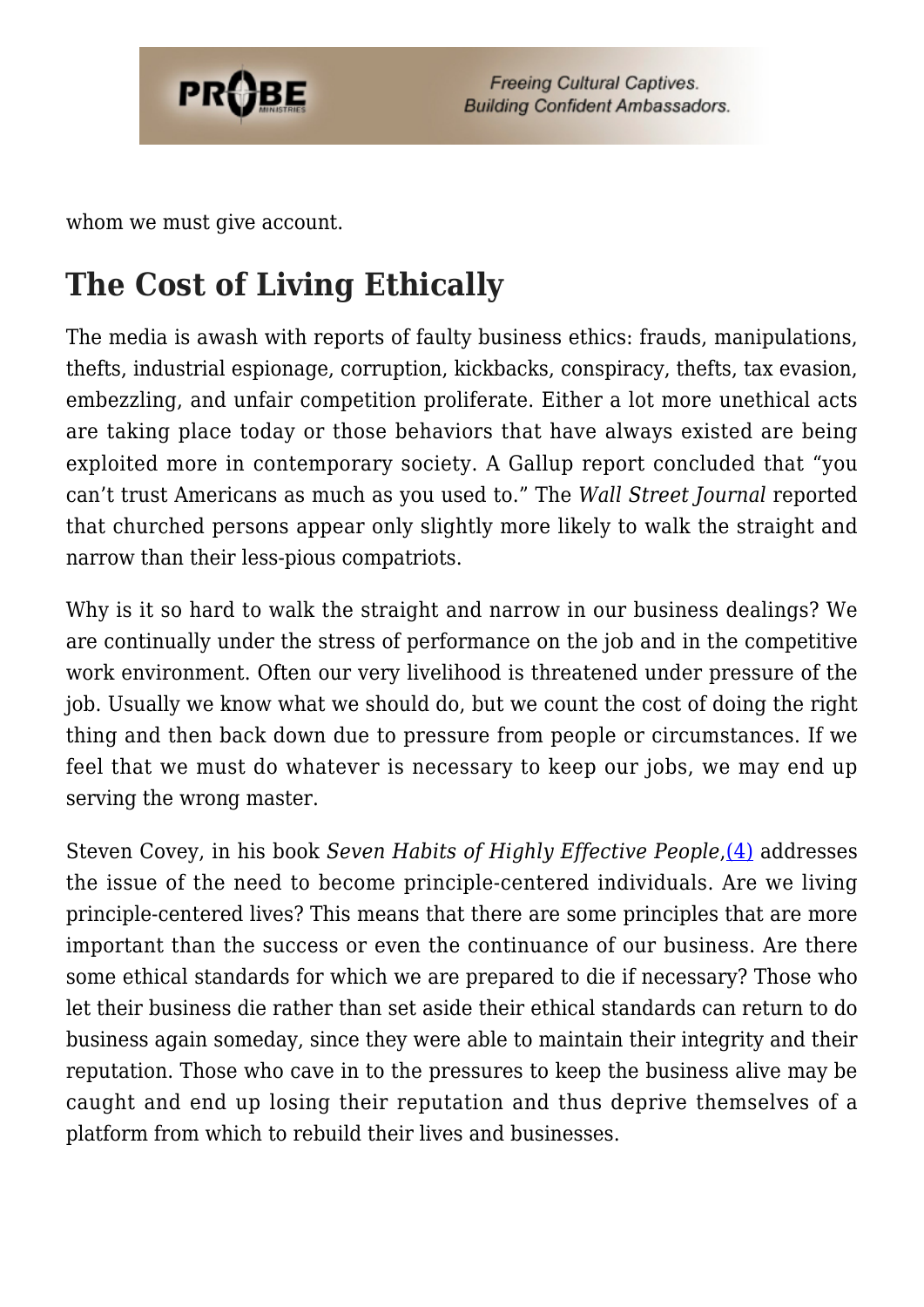whom we must give account.

## The Cost of Living Ethically

The media is awash with reports of faulty business ethics: frauds, manipulations, thefts, industrial espionage, corruption, kickbacks, conspiracy, thefts, tax evasion, embezzling, and unfair competition proliferate. Either a lot more unethical acts are taking place today or those behaviors that have always existed are being exploited more in contemporary society. A Gallup report concluded that "you can't trust Americans as much as you used to." The *Wall Street Journal* reported that churched persons appear only slightly more likely to walk the straight and narrow than their less-pious compatriots.

Why is it so hard to walk the straight and narrow in our business dealings? We are continually under the stress of performance on the job and in the competitive work environment. Often our very livelihood is threatened under pressure of the job. Usually we know what we should do, but we count the cost of doing the right thing and then back down due to pressure from people or circumstances. If we feel that we must do whatever is necessary to keep our jobs, we may end up serving the wrong master.

Steven Covey, in his book *Seven Habits of Highly Effective People*,(4) addresses the issue of the need to become principle-centered individuals. Are we living principle-centered lives? This means that there are some principles that are more important than the success or even the continuance of our business. Are there some ethical standards for which we are prepared to die if necessary? Those who let their business die rather than set aside their ethical standards can return to do business again someday, since they were able to maintain their integrity and their reputation. Those who cave in to the pressures to keep the business alive may be caught and end up losing their reputation and thus deprive themselves of a platform from which to rebuild their lives and businesses.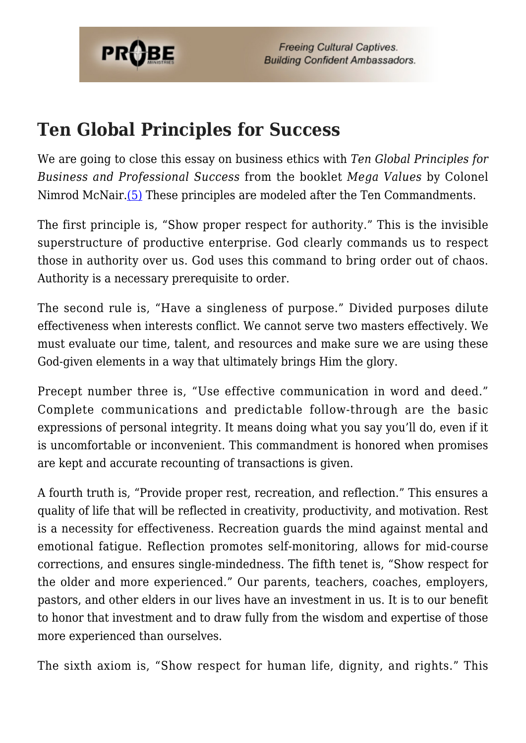## Ten Global Principles for Success

We are going to close this essay on business ethics with *Ten Global Principles for Business and Professional Success* from the booklet *Mega Values* by Colonel Nimrod McNair.(5) These principles are modeled after the Ten Commandments.

The first principle is, "Show proper respect for authority." This is the invisible superstructure of productive enterprise. God clearly commands us to respect those in authority over us. God uses this command to bring order out of chaos. Authority is a necessary prerequisite to order.

The second rule is, "Have a singleness of purpose." Divided purposes dilute effectiveness when interests conflict. We cannot serve two masters effectively. We must evaluate our time, talent, and resources and make sure we are using these God-given elements in a way that ultimately brings Him the glory.

Precept number three is, "Use effective communication in word and deed." Complete communications and predictable follow-through are the basic expressions of personal integrity. It means doing what you say you'll do, even if it is uncomfortable or inconvenient. This commandment is honored when promises are kept and accurate recounting of transactions is given.

A fourth truth is, "Provide proper rest, recreation, and reflection." This ensures a quality of life that will be reflected in creativity, productivity, and motivation. Rest is a necessity for effectiveness. Recreation guards the mind against mental and emotional fatigue. Reflection promotes self-monitoring, allows for mid-course corrections, and ensures single-mindedness. The fifth tenet is, "Show respect for the older and more experienced." Our parents, teachers, coaches, employers, pastors, and other elders in our lives have an investment in us. It is to our benefit to honor that investment and to draw fully from the wisdom and expertise of those more experienced than ourselves.

The sixth axiom is, "Show respect for human life, dignity, and rights." This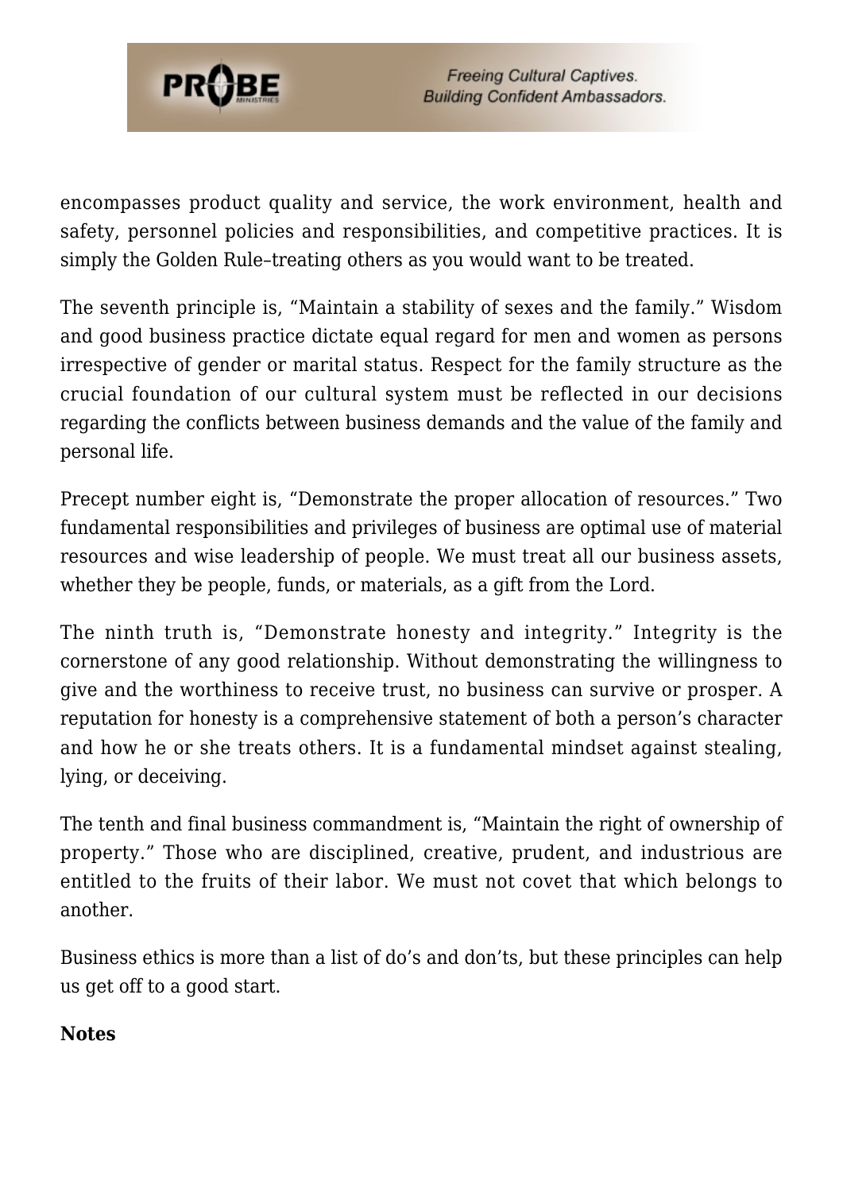encompasses product quality and service, the work environment, health and safety, personnel policies and responsibilities, and competitive practices. It is simply the Golden Rule–treating others as you would want to be treated.

The seventh principle is, “Maintain a stability of sexes and the family.” Wisdom and good business practice dictate equal regard for men and women as persons irrespective of gender or marital status. Respect for the family structure as the crucial foundation of our cultural system must be reflected in our decisions regarding the conflicts between business demands and the value of the family and personal life.

Precept number eight is, “Demonstrate the proper allocation of resources.” Two fundamental responsibilities and privileges of business are optimal use of material resources and wise leadership of people. We must treat all our business assets, whether they be people, funds, or materials, as a gift from the Lord.

The ninth truth is, “Demonstrate honesty and integrity.” Integrity is the cornerstone of any good relationship. Without demonstrating the willingness to give and the worthiness to receive trust, no business can survive or prosper. A reputation for honesty is a comprehensive statement of both a person’s character and how he or she treats others. It is a fundamental mindset against stealing, lying, or deceiving.

The tenth and final business commandment is, “Maintain the right of ownership of property.” Those who are disciplined, creative, prudent, and industrious are entitled to the fruits of their labor. We must not covet that which belongs to another.

Business ethics is more than a list of do’s and don’ts, but these principles can help us get off to a good start.

**Notes**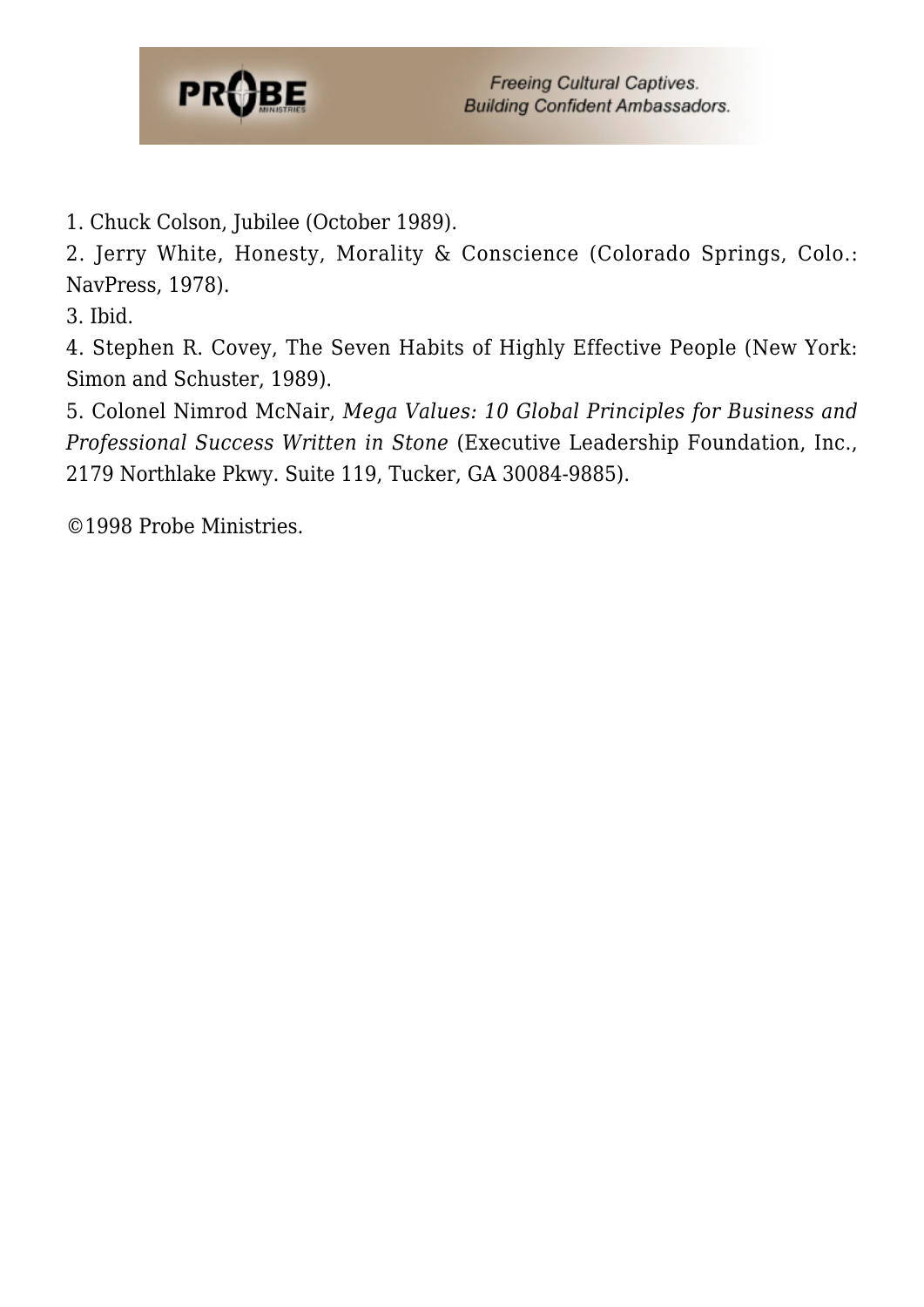1. Chuck Colson, Jubilee (October 1989).
2. Jerry White, Honesty, Morality & Conscience (Colorado Springs, Colo.: NavPress, 1978).
3. Ibid.
4. Stephen R. Covey, The Seven Habits of Highly Effective People (New York: Simon and Schuster, 1989).
5. Colonel Nimrod McNair, *Mega Values: 10 Global Principles for Business and Professional Success Written in Stone* (Executive Leadership Foundation, Inc., 2179 Northlake Pkwy. Suite 119, Tucker, GA 30084-9885).

©1998 Probe Ministries.